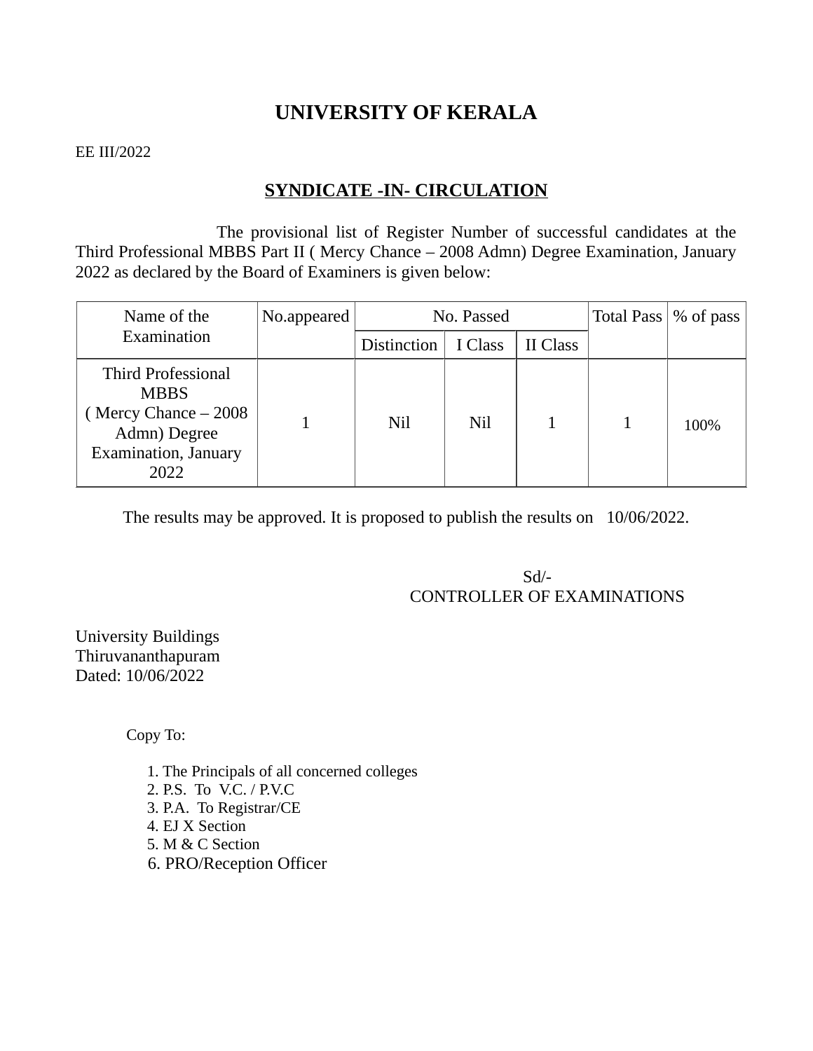# UNIVERSITY OF KERALA

EE III/2022

## SYNDICATE -IN- CIRCULATION

The provisional list of Register Number of successful candidates at the Third Professional MBBS Part II ( Mercy Chance – 2008 Admn) Degree Examination, January 2022 as declared by the Board of Examiners is given below:

| Name of the Examination | No.appeared | No. Passed | | | Total Pass | % of pass |
|---|---|---|---|---|---|---|
| | | Distinction | I Class | II Class | | |
| Third Professional MBBS ( Mercy Chance – 2008 Admn) Degree Examination, January 2022 | 1 | Nil | Nil | 1 | 1 | 100% |

The results may be approved. It is proposed to publish the results on 10/06/2022.

Sd/-
CONTROLLER OF EXAMINATIONS

University Buildings
Thiruvananthapuram
Dated: 10/06/2022

Copy To:

1. The Principals of all concerned colleges
2. P.S. To V.C. / P.V.C
3. P.A. To Registrar/CE
4. EJ X Section
5. M & C Section
6. PRO/Reception Officer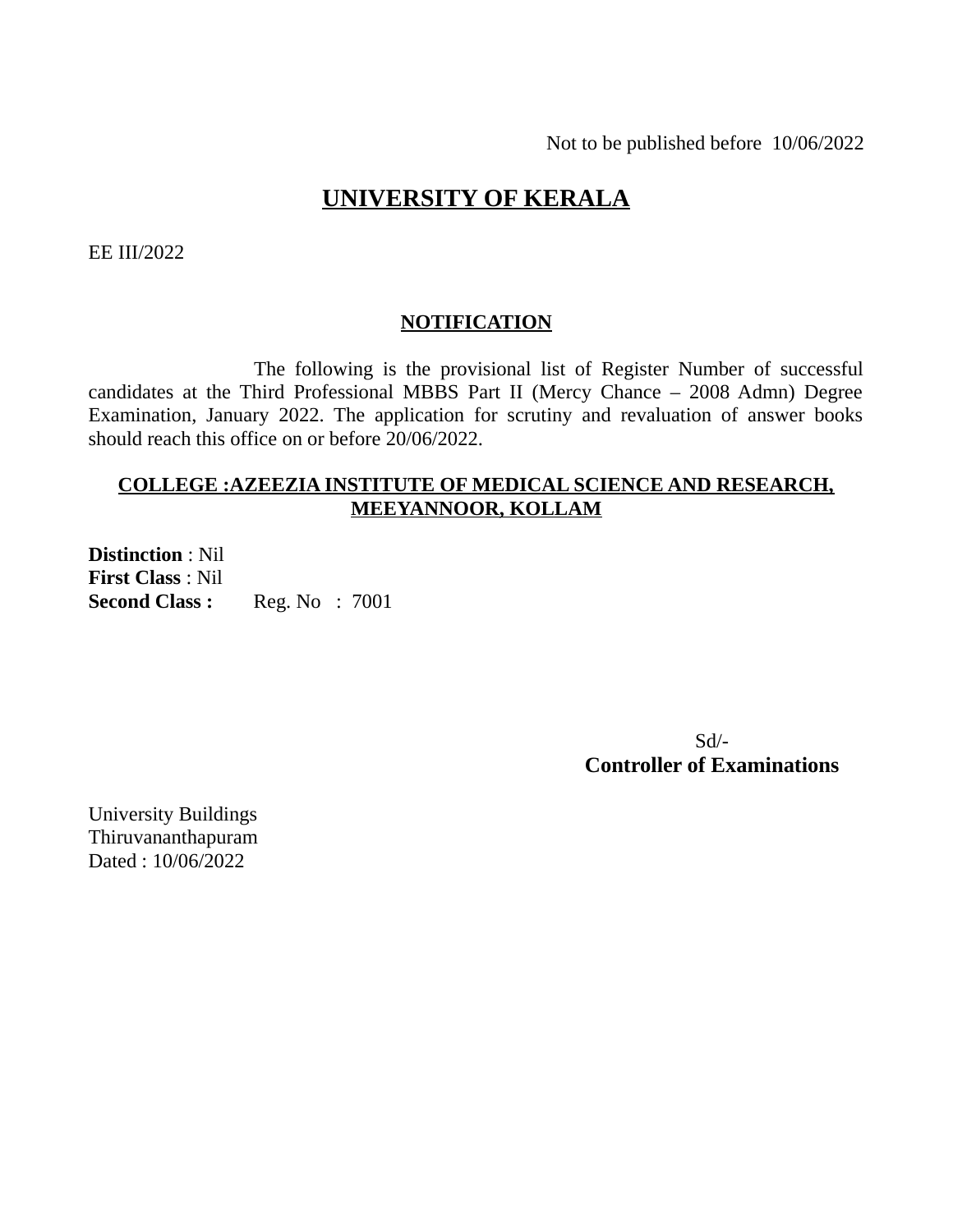Not to be published before 10/06/2022

# UNIVERSITY OF KERALA

EE III/2022

## NOTIFICATION

The following is the provisional list of Register Number of successful candidates at the Third Professional MBBS Part II (Mercy Chance – 2008 Admn) Degree Examination, January 2022. The application for scrutiny and revaluation of answer books should reach this office on or before 20/06/2022.

### COLLEGE :AZEEZIA INSTITUTE OF MEDICAL SCIENCE AND RESEARCH, MEEYANNOOR, KOLLAM

**Distinction** : Nil
**First Class** : Nil
**Second Class :** Reg. No : 7001

Sd/-
**Controller of Examinations**

University Buildings
Thiruvananthapuram
Dated : 10/06/2022